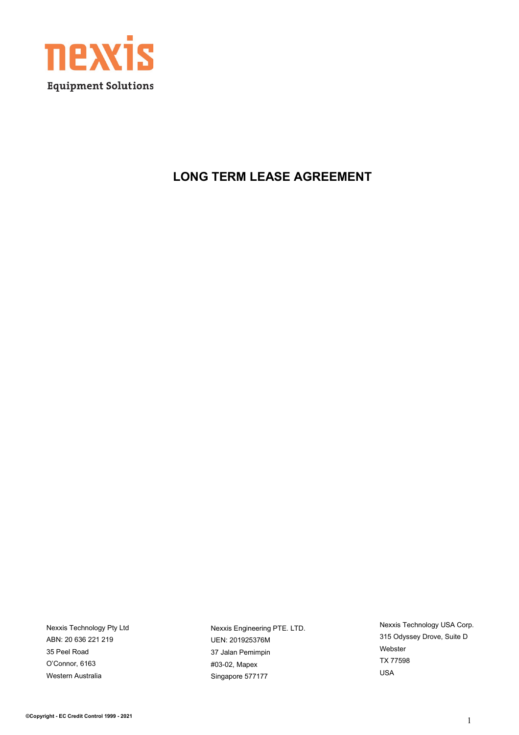nexxis

Equipment Solutions

# LONG TERM LEASE AGREEMENT

Nexxis Technology Pty Ltd
ABN: 20 636 221 219
35 Peel Road
O'Connor, 6163
Western Australia

Nexxis Engineering PTE. LTD.
UEN: 201925376M
37 Jalan Pemimpin
#03-02, Mapex
Singapore 577177

Nexxis Technology USA Corp.
315 Odyssey Drove, Suite D
Webster
TX 77598
USA

**©Copyright - EC Credit Control 1999 - 2021**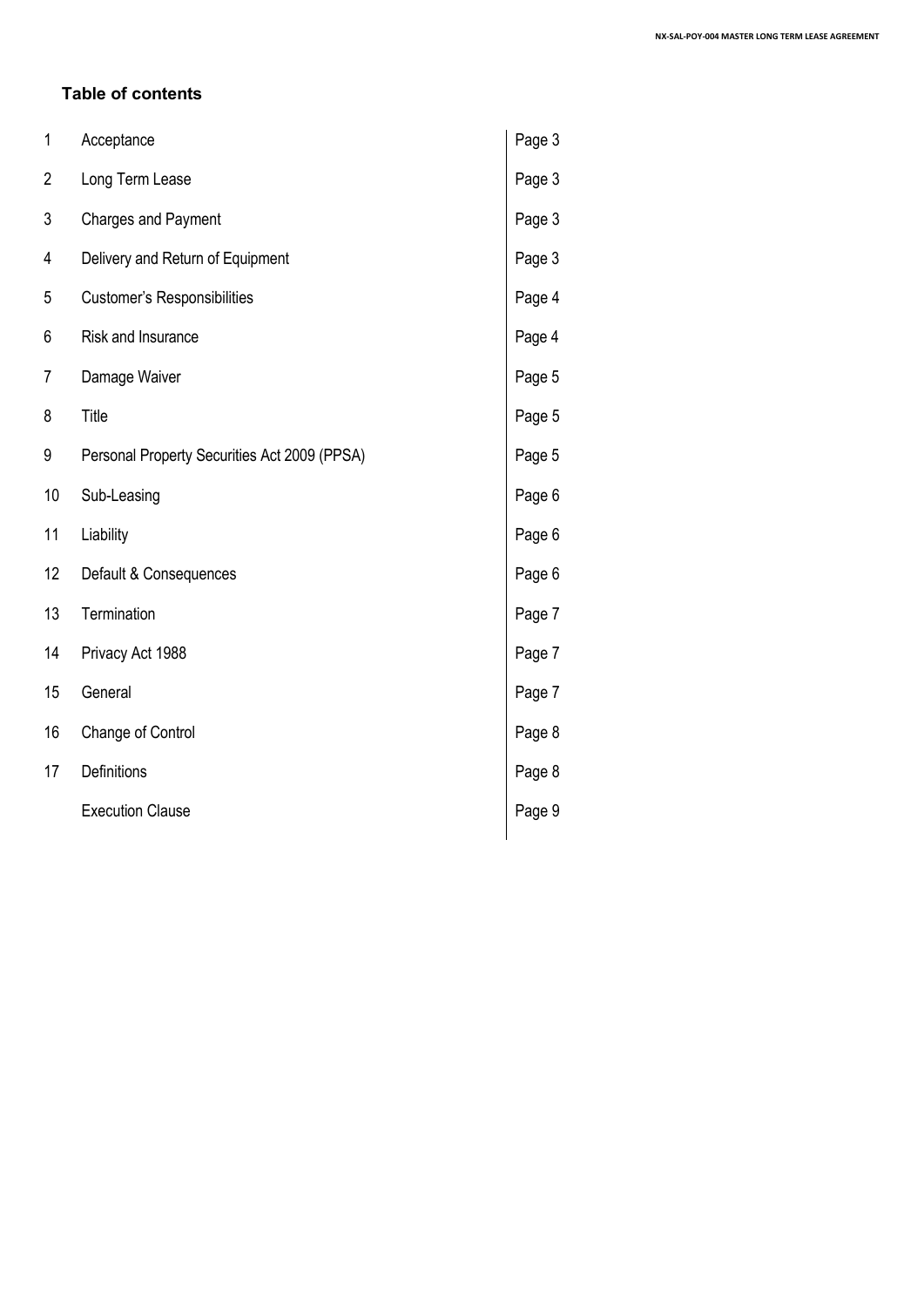## Table of contents

| | | |
|---|---|---|
| 1 | Acceptance | Page 3 |
| 2 | Long Term Lease | Page 3 |
| 3 | Charges and Payment | Page 3 |
| 4 | Delivery and Return of Equipment | Page 3 |
| 5 | Customer's Responsibilities | Page 4 |
| 6 | Risk and Insurance | Page 4 |
| 7 | Damage Waiver | Page 5 |
| 8 | Title | Page 5 |
| 9 | Personal Property Securities Act 2009 (PPSA) | Page 5 |
| 10 | Sub-Leasing | Page 6 |
| 11 | Liability | Page 6 |
| 12 | Default & Consequences | Page 6 |
| 13 | Termination | Page 7 |
| 14 | Privacy Act 1988 | Page 7 |
| 15 | General | Page 7 |
| 16 | Change of Control | Page 8 |
| 17 | Definitions | Page 8 |
| | Execution Clause | Page 9 |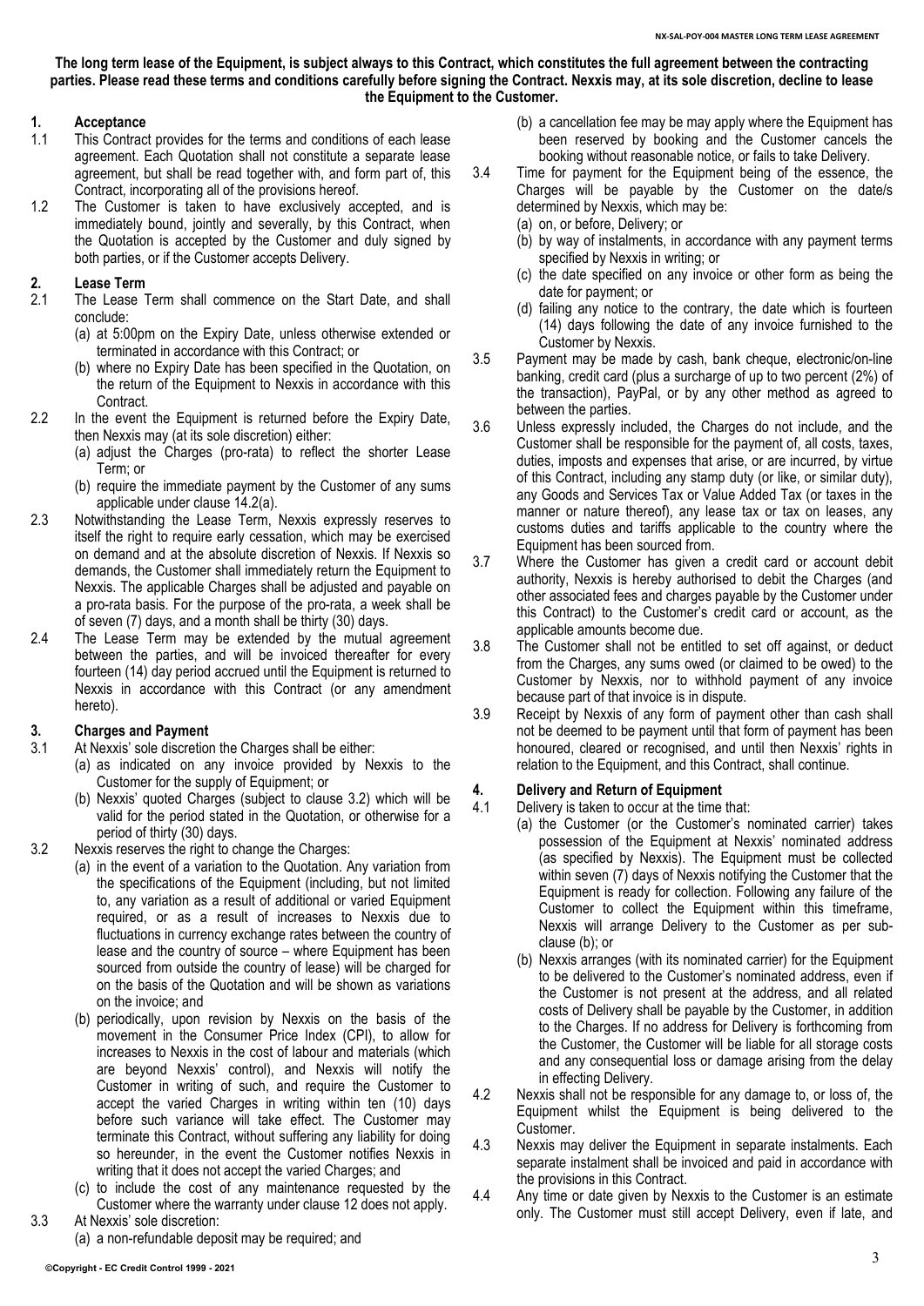**The long term lease of the Equipment, is subject always to this Contract, which constitutes the full agreement between the contracting parties. Please read these terms and conditions carefully before signing the Contract. Nexxis may, at its sole discretion, decline to lease the Equipment to the Customer.**

## 1. Acceptance

1.1 This Contract provides for the terms and conditions of each lease agreement. Each Quotation shall not constitute a separate lease agreement, but shall be read together with, and form part of, this Contract, incorporating all of the provisions hereof.

1.2 The Customer is taken to have exclusively accepted, and is immediately bound, jointly and severally, by this Contract, when the Quotation is accepted by the Customer and duly signed by both parties, or if the Customer accepts Delivery.

## 2. Lease Term

2.1 The Lease Term shall commence on the Start Date, and shall conclude:
(a) at 5:00pm on the Expiry Date, unless otherwise extended or terminated in accordance with this Contract; or
(b) where no Expiry Date has been specified in the Quotation, on the return of the Equipment to Nexxis in accordance with this Contract.

2.2 In the event the Equipment is returned before the Expiry Date, then Nexxis may (at its sole discretion) either:
(a) adjust the Charges (pro-rata) to reflect the shorter Lease Term; or
(b) require the immediate payment by the Customer of any sums applicable under clause 14.2(a).

2.3 Notwithstanding the Lease Term, Nexxis expressly reserves to itself the right to require early cessation, which may be exercised on demand and at the absolute discretion of Nexxis. If Nexxis so demands, the Customer shall immediately return the Equipment to Nexxis. The applicable Charges shall be adjusted and payable on a pro-rata basis. For the purpose of the pro-rata, a week shall be of seven (7) days, and a month shall be thirty (30) days.

2.4 The Lease Term may be extended by the mutual agreement between the parties, and will be invoiced thereafter for every fourteen (14) day period accrued until the Equipment is returned to Nexxis in accordance with this Contract (or any amendment hereto).

## 3. Charges and Payment

3.1 At Nexxis' sole discretion the Charges shall be either:
(a) as indicated on any invoice provided by Nexxis to the Customer for the supply of Equipment; or
(b) Nexxis' quoted Charges (subject to clause 3.2) which will be valid for the period stated in the Quotation, or otherwise for a period of thirty (30) days.

3.2 Nexxis reserves the right to change the Charges:
(a) in the event of a variation to the Quotation. Any variation from the specifications of the Equipment (including, but not limited to, any variation as a result of additional or varied Equipment required, or as a result of increases to Nexxis due to fluctuations in currency exchange rates between the country of lease and the country of source – where Equipment has been sourced from outside the country of lease) will be charged for on the basis of the Quotation and will be shown as variations on the invoice; and
(b) periodically, upon revision by Nexxis on the basis of the movement in the Consumer Price Index (CPI), to allow for increases to Nexxis in the cost of labour and materials (which are beyond Nexxis' control), and Nexxis will notify the Customer in writing of such, and require the Customer to accept the varied Charges in writing within ten (10) days before such variance will take effect. The Customer may terminate this Contract, without suffering any liability for doing so hereunder, in the event the Customer notifies Nexxis in writing that it does not accept the varied Charges; and
(c) to include the cost of any maintenance requested by the Customer where the warranty under clause 12 does not apply.

3.3 At Nexxis' sole discretion:
(a) a non-refundable deposit may be required; and
(b) a cancellation fee may be may apply where the Equipment has been reserved by booking and the Customer cancels the booking without reasonable notice, or fails to take Delivery.

3.4 Time for payment for the Equipment being of the essence, the Charges will be payable by the Customer on the date/s determined by Nexxis, which may be:
(a) on, or before, Delivery; or
(b) by way of instalments, in accordance with any payment terms specified by Nexxis in writing; or
(c) the date specified on any invoice or other form as being the date for payment; or
(d) failing any notice to the contrary, the date which is fourteen (14) days following the date of any invoice furnished to the Customer by Nexxis.

3.5 Payment may be made by cash, bank cheque, electronic/on-line banking, credit card (plus a surcharge of up to two percent (2%) of the transaction), PayPal, or by any other method as agreed to between the parties.

3.6 Unless expressly included, the Charges do not include, and the Customer shall be responsible for the payment of, all costs, taxes, duties, imposts and expenses that arise, or are incurred, by virtue of this Contract, including any stamp duty (or like, or similar duty), any Goods and Services Tax or Value Added Tax (or taxes in the manner or nature thereof), any lease tax or tax on leases, any customs duties and tariffs applicable to the country where the Equipment has been sourced from.

3.7 Where the Customer has given a credit card or account debit authority, Nexxis is hereby authorised to debit the Charges (and other associated fees and charges payable by the Customer under this Contract) to the Customer's credit card or account, as the applicable amounts become due.

3.8 The Customer shall not be entitled to set off against, or deduct from the Charges, any sums owed (or claimed to be owed) to the Customer by Nexxis, nor to withhold payment of any invoice because part of that invoice is in dispute.

3.9 Receipt by Nexxis of any form of payment other than cash shall not be deemed to be payment until that form of payment has been honoured, cleared or recognised, and until then Nexxis' rights in relation to the Equipment, and this Contract, shall continue.

## 4. Delivery and Return of Equipment

4.1 Delivery is taken to occur at the time that:
(a) the Customer (or the Customer's nominated carrier) takes possession of the Equipment at Nexxis' nominated address (as specified by Nexxis). The Equipment must be collected within seven (7) days of Nexxis notifying the Customer that the Equipment is ready for collection. Following any failure of the Customer to collect the Equipment within this timeframe, Nexxis will arrange Delivery to the Customer as per sub-clause (b); or
(b) Nexxis arranges (with its nominated carrier) for the Equipment to be delivered to the Customer's nominated address, even if the Customer is not present at the address, and all related costs of Delivery shall be payable by the Customer, in addition to the Charges. If no address for Delivery is forthcoming from the Customer, the Customer will be liable for all storage costs and any consequential loss or damage arising from the delay in effecting Delivery.

4.2 Nexxis shall not be responsible for any damage to, or loss of, the Equipment whilst the Equipment is being delivered to the Customer.

4.3 Nexxis may deliver the Equipment in separate instalments. Each separate instalment shall be invoiced and paid in accordance with the provisions in this Contract.

4.4 Any time or date given by Nexxis to the Customer is an estimate only. The Customer must still accept Delivery, even if late, and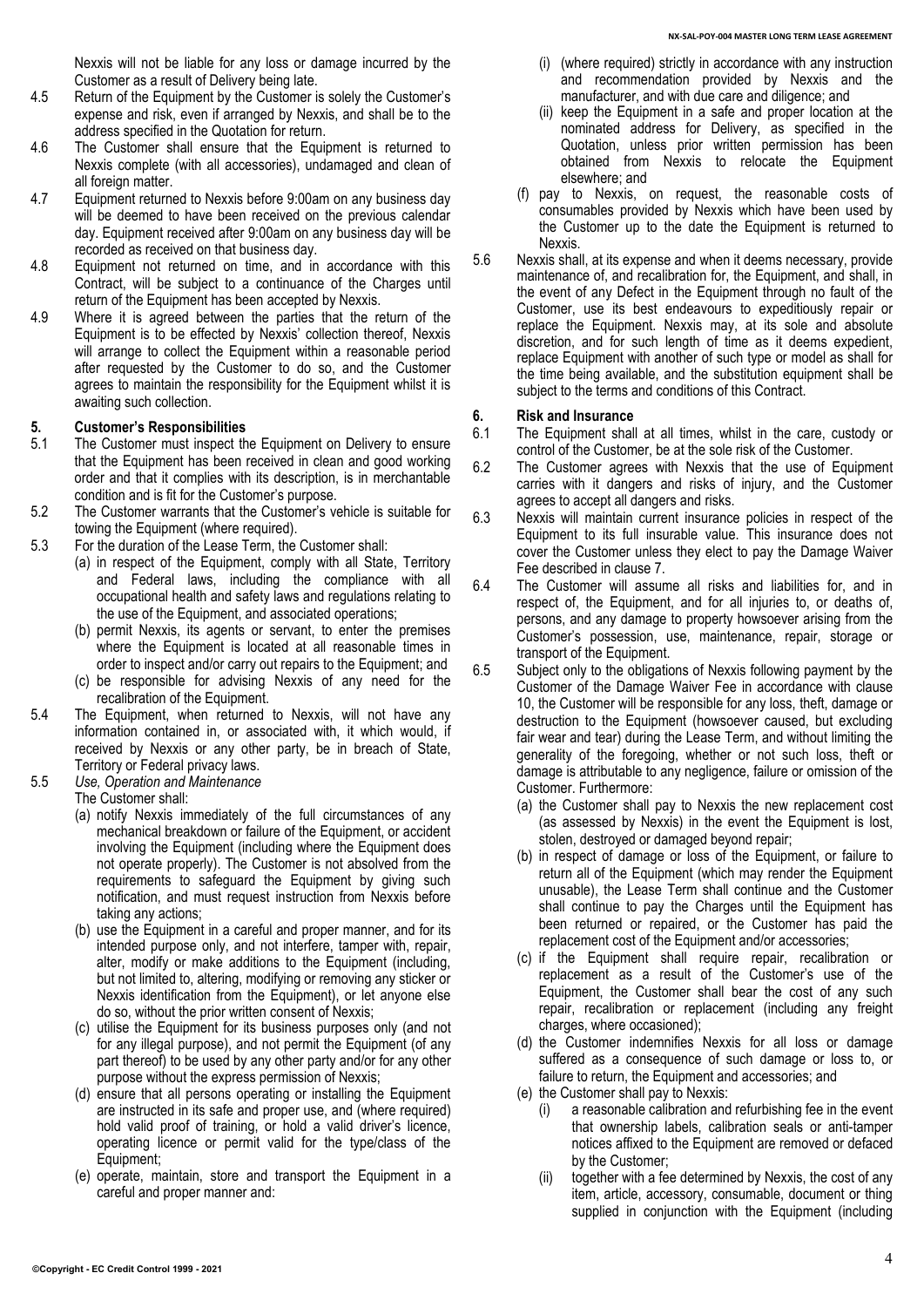Nexxis will not be liable for any loss or damage incurred by the Customer as a result of Delivery being late.

4.5 Return of the Equipment by the Customer is solely the Customer's expense and risk, even if arranged by Nexxis, and shall be to the address specified in the Quotation for return.

4.6 The Customer shall ensure that the Equipment is returned to Nexxis complete (with all accessories), undamaged and clean of all foreign matter.

4.7 Equipment returned to Nexxis before 9:00am on any business day will be deemed to have been received on the previous calendar day. Equipment received after 9:00am on any business day will be recorded as received on that business day.

4.8 Equipment not returned on time, and in accordance with this Contract, will be subject to a continuance of the Charges until return of the Equipment has been accepted by Nexxis.

4.9 Where it is agreed between the parties that the return of the Equipment is to be effected by Nexxis' collection thereof, Nexxis will arrange to collect the Equipment within a reasonable period after requested by the Customer to do so, and the Customer agrees to maintain the responsibility for the Equipment whilst it is awaiting such collection.

## 5. Customer's Responsibilities

5.1 The Customer must inspect the Equipment on Delivery to ensure that the Equipment has been received in clean and good working order and that it complies with its description, is in merchantable condition and is fit for the Customer's purpose.

5.2 The Customer warrants that the Customer's vehicle is suitable for towing the Equipment (where required).

5.3 For the duration of the Lease Term, the Customer shall:

(a) in respect of the Equipment, comply with all State, Territory and Federal laws, including the compliance with all occupational health and safety laws and regulations relating to the use of the Equipment, and associated operations;

(b) permit Nexxis, its agents or servant, to enter the premises where the Equipment is located at all reasonable times in order to inspect and/or carry out repairs to the Equipment; and

(c) be responsible for advising Nexxis of any need for the recalibration of the Equipment.

5.4 The Equipment, when returned to Nexxis, will not have any information contained in, or associated with, it which would, if received by Nexxis or any other party, be in breach of State, Territory or Federal privacy laws.

5.5 *Use, Operation and Maintenance*

The Customer shall:

(a) notify Nexxis immediately of the full circumstances of any mechanical breakdown or failure of the Equipment, or accident involving the Equipment (including where the Equipment does not operate properly). The Customer is not absolved from the requirements to safeguard the Equipment by giving such notification, and must request instruction from Nexxis before taking any actions;

(b) use the Equipment in a careful and proper manner, and for its intended purpose only, and not interfere, tamper with, repair, alter, modify or make additions to the Equipment (including, but not limited to, altering, modifying or removing any sticker or Nexxis identification from the Equipment), or let anyone else do so, without the prior written consent of Nexxis;

(c) utilise the Equipment for its business purposes only (and not for any illegal purpose), and not permit the Equipment (of any part thereof) to be used by any other party and/or for any other purpose without the express permission of Nexxis;

(d) ensure that all persons operating or installing the Equipment are instructed in its safe and proper use, and (where required) hold valid proof of training, or hold a valid driver's licence, operating licence or permit valid for the type/class of the Equipment;

(e) operate, maintain, store and transport the Equipment in a careful and proper manner and:

(i) (where required) strictly in accordance with any instruction and recommendation provided by Nexxis and the manufacturer, and with due care and diligence; and

(ii) keep the Equipment in a safe and proper location at the nominated address for Delivery, as specified in the Quotation, unless prior written permission has been obtained from Nexxis to relocate the Equipment elsewhere; and

(f) pay to Nexxis, on request, the reasonable costs of consumables provided by Nexxis which have been used by the Customer up to the date the Equipment is returned to Nexxis.

5.6 Nexxis shall, at its expense and when it deems necessary, provide maintenance of, and recalibration for, the Equipment, and shall, in the event of any Defect in the Equipment through no fault of the Customer, use its best endeavours to expeditiously repair or replace the Equipment. Nexxis may, at its sole and absolute discretion, and for such length of time as it deems expedient, replace Equipment with another of such type or model as shall for the time being available, and the substitution equipment shall be subject to the terms and conditions of this Contract.

## 6. Risk and Insurance

6.1 The Equipment shall at all times, whilst in the care, custody or control of the Customer, be at the sole risk of the Customer.

6.2 The Customer agrees with Nexxis that the use of Equipment carries with it dangers and risks of injury, and the Customer agrees to accept all dangers and risks.

6.3 Nexxis will maintain current insurance policies in respect of the Equipment to its full insurable value. This insurance does not cover the Customer unless they elect to pay the Damage Waiver Fee described in clause 7.

6.4 The Customer will assume all risks and liabilities for, and in respect of, the Equipment, and for all injuries to, or deaths of, persons, and any damage to property howsoever arising from the Customer's possession, use, maintenance, repair, storage or transport of the Equipment.

6.5 Subject only to the obligations of Nexxis following payment by the Customer of the Damage Waiver Fee in accordance with clause 10, the Customer will be responsible for any loss, theft, damage or destruction to the Equipment (howsoever caused, but excluding fair wear and tear) during the Lease Term, and without limiting the generality of the foregoing, whether or not such loss, theft or damage is attributable to any negligence, failure or omission of the Customer. Furthermore:

(a) the Customer shall pay to Nexxis the new replacement cost (as assessed by Nexxis) in the event the Equipment is lost, stolen, destroyed or damaged beyond repair;

(b) in respect of damage or loss of the Equipment, or failure to return all of the Equipment (which may render the Equipment unusable), the Lease Term shall continue and the Customer shall continue to pay the Charges until the Equipment has been returned or repaired, or the Customer has paid the replacement cost of the Equipment and/or accessories;

(c) if the Equipment shall require repair, recalibration or replacement as a result of the Customer's use of the Equipment, the Customer shall bear the cost of any such repair, recalibration or replacement (including any freight charges, where occasioned);

(d) the Customer indemnifies Nexxis for all loss or damage suffered as a consequence of such damage or loss to, or failure to return, the Equipment and accessories; and

(e) the Customer shall pay to Nexxis:

(i) a reasonable calibration and refurbishing fee in the event that ownership labels, calibration seals or anti-tamper notices affixed to the Equipment are removed or defaced by the Customer;

(ii) together with a fee determined by Nexxis, the cost of any item, article, accessory, consumable, document or thing supplied in conjunction with the Equipment (including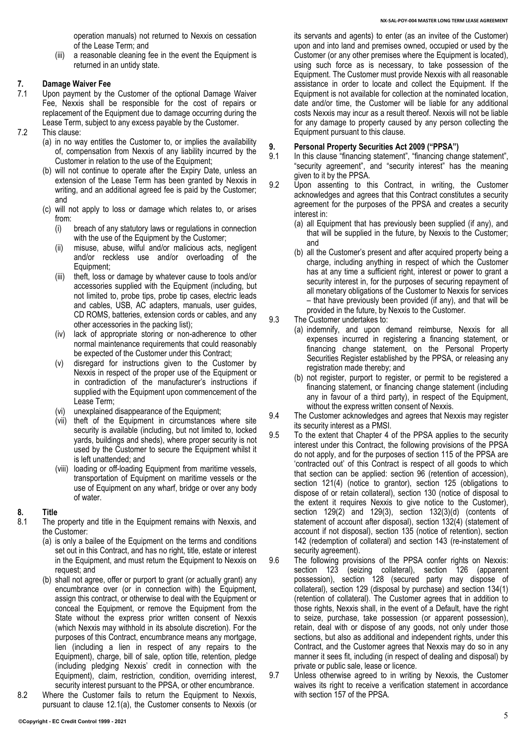operation manuals) not returned to Nexxis on cessation of the Lease Term; and

(iii) a reasonable cleaning fee in the event the Equipment is returned in an untidy state.

## 7. Damage Waiver Fee

7.1 Upon payment by the Customer of the optional Damage Waiver Fee, Nexxis shall be responsible for the cost of repairs or replacement of the Equipment due to damage occurring during the Lease Term, subject to any excess payable by the Customer.

7.2 This clause:

(a) in no way entitles the Customer to, or implies the availability of, compensation from Nexxis of any liability incurred by the Customer in relation to the use of the Equipment;

(b) will not continue to operate after the Expiry Date, unless an extension of the Lease Term has been granted by Nexxis in writing, and an additional agreed fee is paid by the Customer; and

(c) will not apply to loss or damage which relates to, or arises from:

(i) breach of any statutory laws or regulations in connection with the use of the Equipment by the Customer;

(ii) misuse, abuse, wilful and/or malicious acts, negligent and/or reckless use and/or overloading of the Equipment;

(iii) theft, loss or damage by whatever cause to tools and/or accessories supplied with the Equipment (including, but not limited to, probe tips, probe tip cases, electric leads and cables, USB, AC adapters, manuals, user guides, CD ROMS, batteries, extension cords or cables, and any other accessories in the packing list);

(iv) lack of appropriate storing or non-adherence to other normal maintenance requirements that could reasonably be expected of the Customer under this Contract;

(v) disregard for instructions given to the Customer by Nexxis in respect of the proper use of the Equipment or in contradiction of the manufacturer's instructions if supplied with the Equipment upon commencement of the Lease Term;

(vi) unexplained disappearance of the Equipment;

(vii) theft of the Equipment in circumstances where site security is available (including, but not limited to, locked yards, buildings and sheds), where proper security is not used by the Customer to secure the Equipment whilst it is left unattended; and

(viii) loading or off-loading Equipment from maritime vessels, transportation of Equipment on maritime vessels or the use of Equipment on any wharf, bridge or over any body of water.

## 8. Title

8.1 The property and title in the Equipment remains with Nexxis, and the Customer:

(a) is only a bailee of the Equipment on the terms and conditions set out in this Contract, and has no right, title, estate or interest in the Equipment, and must return the Equipment to Nexxis on request; and

(b) shall not agree, offer or purport to grant (or actually grant) any encumbrance over (or in connection with) the Equipment, assign this contract, or otherwise to deal with the Equipment or conceal the Equipment, or remove the Equipment from the State without the express prior written consent of Nexxis (which Nexxis may withhold in its absolute discretion). For the purposes of this Contract, encumbrance means any mortgage, lien (including a lien in respect of any repairs to the Equipment), charge, bill of sale, option title, retention, pledge (including pledging Nexxis' credit in connection with the Equipment), claim, restriction, condition, overriding interest, security interest pursuant to the PPSA, or other encumbrance.

8.2 Where the Customer fails to return the Equipment to Nexxis, pursuant to clause 12.1(a), the Customer consents to Nexxis (or its servants and agents) to enter (as an invitee of the Customer) upon and into land and premises owned, occupied or used by the Customer (or any other premises where the Equipment is located), using such force as is necessary, to take possession of the Equipment. The Customer must provide Nexxis with all reasonable assistance in order to locate and collect the Equipment. If the Equipment is not available for collection at the nominated location, date and/or time, the Customer will be liable for any additional costs Nexxis may incur as a result thereof. Nexxis will not be liable for any damage to property caused by any person collecting the Equipment pursuant to this clause.

## 9. Personal Property Securities Act 2009 ("PPSA")

9.1 In this clause "financing statement", "financing change statement", "security agreement", and "security interest" has the meaning given to it by the PPSA.

9.2 Upon assenting to this Contract, in writing, the Customer acknowledges and agrees that this Contract constitutes a security agreement for the purposes of the PPSA and creates a security interest in:

(a) all Equipment that has previously been supplied (if any), and that will be supplied in the future, by Nexxis to the Customer; and

(b) all the Customer's present and after acquired property being a charge, including anything in respect of which the Customer has at any time a sufficient right, interest or power to grant a security interest in, for the purposes of securing repayment of all monetary obligations of the Customer to Nexxis for services – that have previously been provided (if any), and that will be provided in the future, by Nexxis to the Customer.

9.3 The Customer undertakes to:

(a) indemnify, and upon demand reimburse, Nexxis for all expenses incurred in registering a financing statement, or financing change statement, on the Personal Property Securities Register established by the PPSA, or releasing any registration made thereby; and

(b) not register, purport to register, or permit to be registered a financing statement, or financing change statement (including any in favour of a third party), in respect of the Equipment, without the express written consent of Nexxis.

9.4 The Customer acknowledges and agrees that Nexxis may register its security interest as a PMSI.

9.5 To the extent that Chapter 4 of the PPSA applies to the security interest under this Contract, the following provisions of the PPSA do not apply, and for the purposes of section 115 of the PPSA are 'contracted out' of this Contract is respect of all goods to which that section can be applied: section 96 (retention of accession), section 121(4) (notice to grantor), section 125 (obligations to dispose of or retain collateral), section 130 (notice of disposal to the extent it requires Nexxis to give notice to the Customer), section 129(2) and 129(3), section 132(3)(d) (contents of statement of account after disposal), section 132(4) (statement of account if not disposal), section 135 (notice of retention), section 142 (redemption of collateral) and section 143 (re-instatement of security agreement).

9.6 The following provisions of the PPSA confer rights on Nexxis: section 123 (seizing collateral), section 126 (apparent possession), section 128 (secured party may dispose of collateral), section 129 (disposal by purchase) and section 134(1) (retention of collateral). The Customer agrees that in addition to those rights, Nexxis shall, in the event of a Default, have the right to seize, purchase, take possession (or apparent possession), retain, deal with or dispose of any goods, not only under those sections, but also as additional and independent rights, under this Contract, and the Customer agrees that Nexxis may do so in any manner it sees fit, including (in respect of dealing and disposal) by private or public sale, lease or licence.

9.7 Unless otherwise agreed to in writing by Nexxis, the Customer waives its right to receive a verification statement in accordance with section 157 of the PPSA.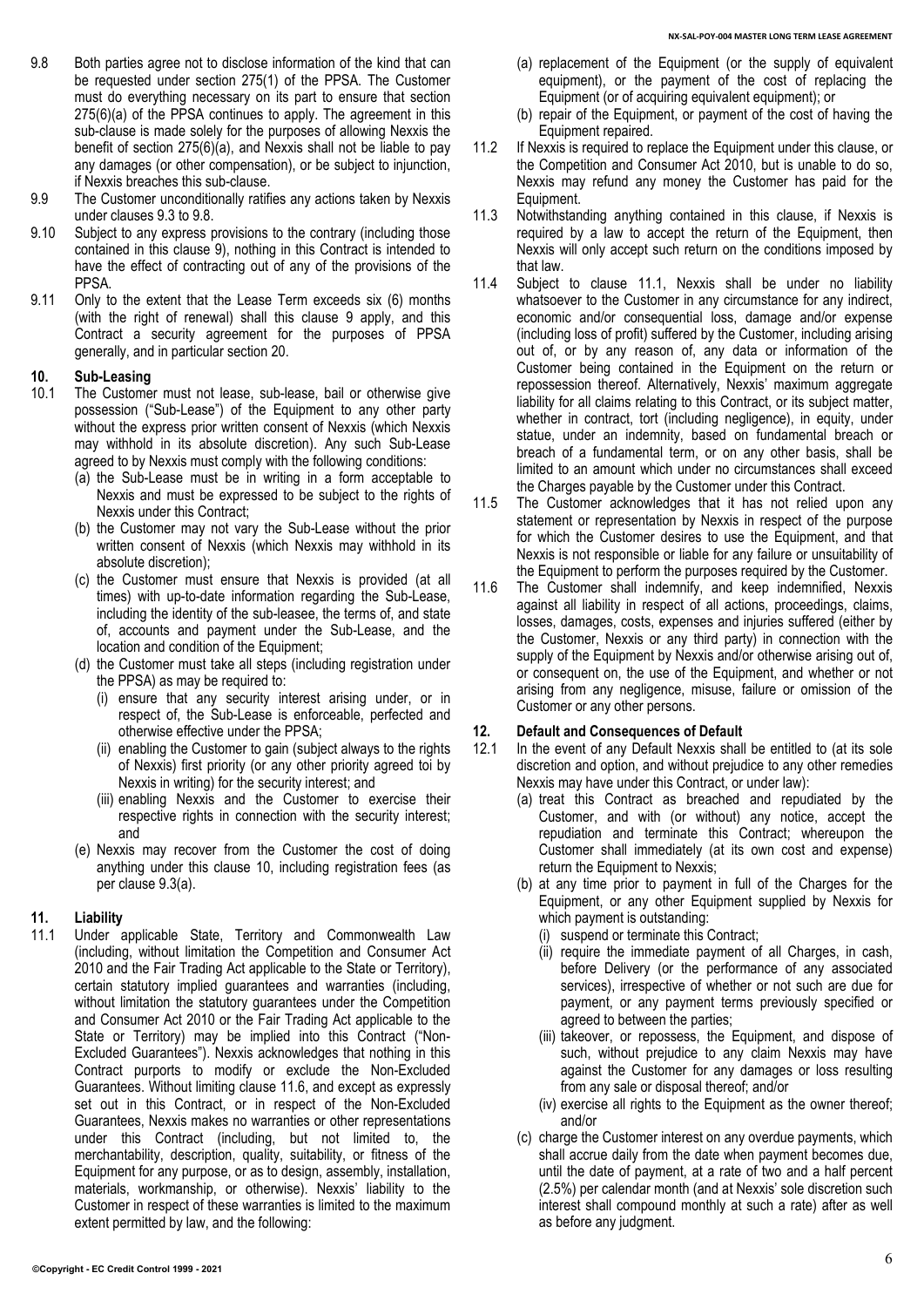9.8 Both parties agree not to disclose information of the kind that can be requested under section 275(1) of the PPSA. The Customer must do everything necessary on its part to ensure that section 275(6)(a) of the PPSA continues to apply. The agreement in this sub-clause is made solely for the purposes of allowing Nexxis the benefit of section 275(6)(a), and Nexxis shall not be liable to pay any damages (or other compensation), or be subject to injunction, if Nexxis breaches this sub-clause.

9.9 The Customer unconditionally ratifies any actions taken by Nexxis under clauses 9.3 to 9.8.

9.10 Subject to any express provisions to the contrary (including those contained in this clause 9), nothing in this Contract is intended to have the effect of contracting out of any of the provisions of the PPSA.

9.11 Only to the extent that the Lease Term exceeds six (6) months (with the right of renewal) shall this clause 9 apply, and this Contract a security agreement for the purposes of PPSA generally, and in particular section 20.

## 10. Sub-Leasing

10.1 The Customer must not lease, sub-lease, bail or otherwise give possession ("Sub-Lease") of the Equipment to any other party without the express prior written consent of Nexxis (which Nexxis may withhold in its absolute discretion). Any such Sub-Lease agreed to by Nexxis must comply with the following conditions:

(a) the Sub-Lease must be in writing in a form acceptable to Nexxis and must be expressed to be subject to the rights of Nexxis under this Contract;

(b) the Customer may not vary the Sub-Lease without the prior written consent of Nexxis (which Nexxis may withhold in its absolute discretion);

(c) the Customer must ensure that Nexxis is provided (at all times) with up-to-date information regarding the Sub-Lease, including the identity of the sub-leasee, the terms of, and state of, accounts and payment under the Sub-Lease, and the location and condition of the Equipment;

(d) the Customer must take all steps (including registration under the PPSA) as may be required to:

(i) ensure that any security interest arising under, or in respect of, the Sub-Lease is enforceable, perfected and otherwise effective under the PPSA;

(ii) enabling the Customer to gain (subject always to the rights of Nexxis) first priority (or any other priority agreed toi by Nexxis in writing) for the security interest; and

(iii) enabling Nexxis and the Customer to exercise their respective rights in connection with the security interest; and

(e) Nexxis may recover from the Customer the cost of doing anything under this clause 10, including registration fees (as per clause 9.3(a).

## 11. Liability

11.1 Under applicable State, Territory and Commonwealth Law (including, without limitation the Competition and Consumer Act 2010 and the Fair Trading Act applicable to the State or Territory), certain statutory implied guarantees and warranties (including, without limitation the statutory guarantees under the Competition and Consumer Act 2010 or the Fair Trading Act applicable to the State or Territory) may be implied into this Contract ("Non-Excluded Guarantees"). Nexxis acknowledges that nothing in this Contract purports to modify or exclude the Non-Excluded Guarantees. Without limiting clause 11.6, and except as expressly set out in this Contract, or in respect of the Non-Excluded Guarantees, Nexxis makes no warranties or other representations under this Contract (including, but not limited to, the merchantability, description, quality, suitability, or fitness of the Equipment for any purpose, or as to design, assembly, installation, materials, workmanship, or otherwise). Nexxis' liability to the Customer in respect of these warranties is limited to the maximum extent permitted by law, and the following:

(a) replacement of the Equipment (or the supply of equivalent equipment), or the payment of the cost of replacing the Equipment (or of acquiring equivalent equipment); or

(b) repair of the Equipment, or payment of the cost of having the Equipment repaired.

11.2 If Nexxis is required to replace the Equipment under this clause, or the Competition and Consumer Act 2010, but is unable to do so, Nexxis may refund any money the Customer has paid for the Equipment.

11.3 Notwithstanding anything contained in this clause, if Nexxis is required by a law to accept the return of the Equipment, then Nexxis will only accept such return on the conditions imposed by that law.

11.4 Subject to clause 11.1, Nexxis shall be under no liability whatsoever to the Customer in any circumstance for any indirect, economic and/or consequential loss, damage and/or expense (including loss of profit) suffered by the Customer, including arising out of, or by any reason of, any data or information of the Customer being contained in the Equipment on the return or repossession thereof. Alternatively, Nexxis' maximum aggregate liability for all claims relating to this Contract, or its subject matter, whether in contract, tort (including negligence), in equity, under statue, under an indemnity, based on fundamental breach or breach of a fundamental term, or on any other basis, shall be limited to an amount which under no circumstances shall exceed the Charges payable by the Customer under this Contract.

11.5 The Customer acknowledges that it has not relied upon any statement or representation by Nexxis in respect of the purpose for which the Customer desires to use the Equipment, and that Nexxis is not responsible or liable for any failure or unsuitability of the Equipment to perform the purposes required by the Customer.

11.6 The Customer shall indemnify, and keep indemnified, Nexxis against all liability in respect of all actions, proceedings, claims, losses, damages, costs, expenses and injuries suffered (either by the Customer, Nexxis or any third party) in connection with the supply of the Equipment by Nexxis and/or otherwise arising out of, or consequent on, the use of the Equipment, and whether or not arising from any negligence, misuse, failure or omission of the Customer or any other persons.

## 12. Default and Consequences of Default

12.1 In the event of any Default Nexxis shall be entitled to (at its sole discretion and option, and without prejudice to any other remedies Nexxis may have under this Contract, or under law):

(a) treat this Contract as breached and repudiated by the Customer, and with (or without) any notice, accept the repudiation and terminate this Contract; whereupon the Customer shall immediately (at its own cost and expense) return the Equipment to Nexxis;

(b) at any time prior to payment in full of the Charges for the Equipment, or any other Equipment supplied by Nexxis for which payment is outstanding:

(i) suspend or terminate this Contract;

(ii) require the immediate payment of all Charges, in cash, before Delivery (or the performance of any associated services), irrespective of whether or not such are due for payment, or any payment terms previously specified or agreed to between the parties;

(iii) takeover, or repossess, the Equipment, and dispose of such, without prejudice to any claim Nexxis may have against the Customer for any damages or loss resulting from any sale or disposal thereof; and/or

(iv) exercise all rights to the Equipment as the owner thereof; and/or

(c) charge the Customer interest on any overdue payments, which shall accrue daily from the date when payment becomes due, until the date of payment, at a rate of two and a half percent (2.5%) per calendar month (and at Nexxis' sole discretion such interest shall compound monthly at such a rate) after as well as before any judgment.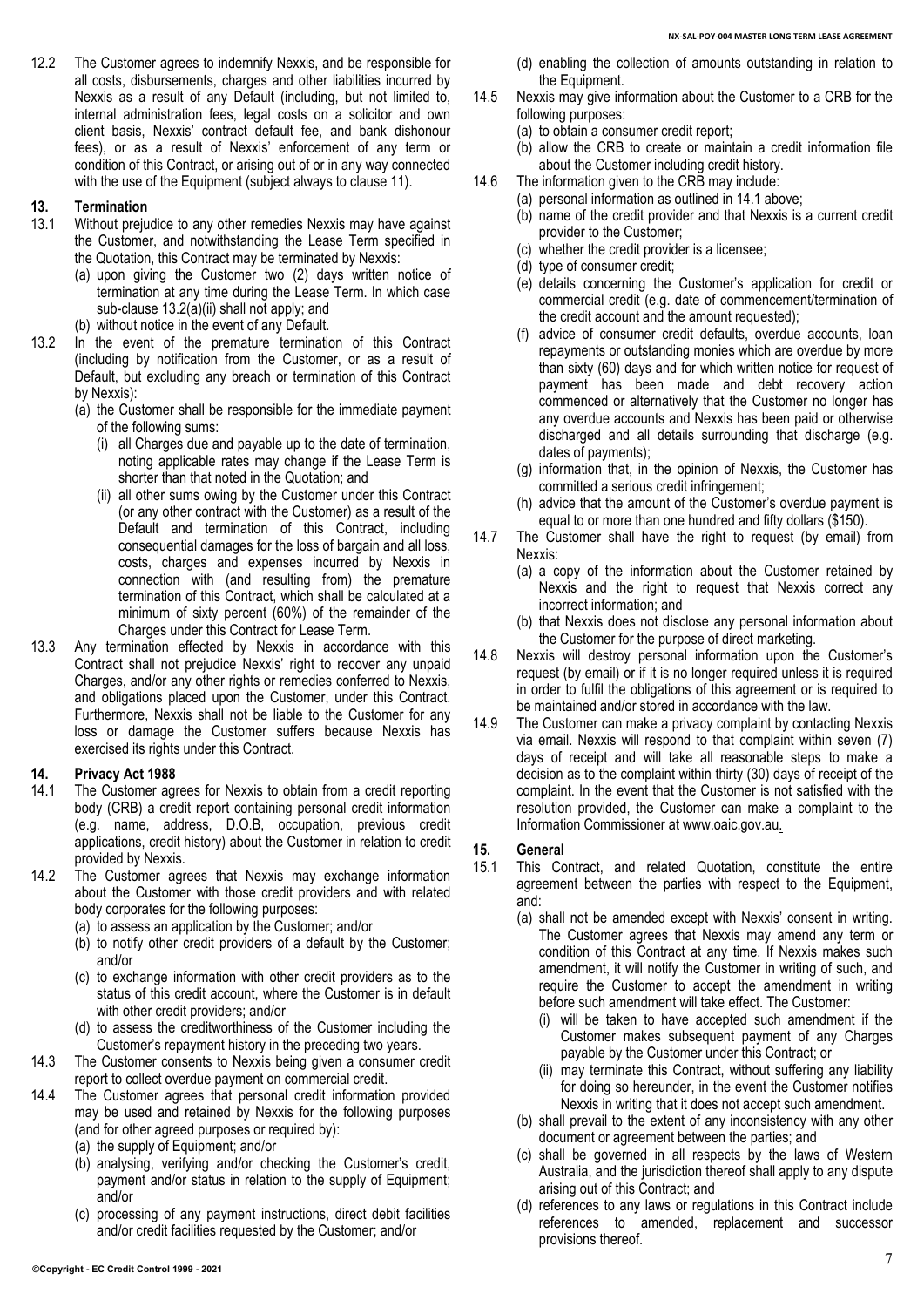12.2 The Customer agrees to indemnify Nexxis, and be responsible for all costs, disbursements, charges and other liabilities incurred by Nexxis as a result of any Default (including, but not limited to, internal administration fees, legal costs on a solicitor and own client basis, Nexxis' contract default fee, and bank dishonour fees), or as a result of Nexxis' enforcement of any term or condition of this Contract, or arising out of or in any way connected with the use of the Equipment (subject always to clause 11).

## 13. Termination

13.1 Without prejudice to any other remedies Nexxis may have against the Customer, and notwithstanding the Lease Term specified in the Quotation, this Contract may be terminated by Nexxis:
- (a) upon giving the Customer two (2) days written notice of termination at any time during the Lease Term. In which case sub-clause 13.2(a)(ii) shall not apply; and
- (b) without notice in the event of any Default.

13.2 In the event of the premature termination of this Contract (including by notification from the Customer, or as a result of Default, but excluding any breach or termination of this Contract by Nexxis):
- (a) the Customer shall be responsible for the immediate payment of the following sums:
  - (i) all Charges due and payable up to the date of termination, noting applicable rates may change if the Lease Term is shorter than that noted in the Quotation; and
  - (ii) all other sums owing by the Customer under this Contract (or any other contract with the Customer) as a result of the Default and termination of this Contract, including consequential damages for the loss of bargain and all loss, costs, charges and expenses incurred by Nexxis in connection with (and resulting from) the premature termination of this Contract, which shall be calculated at a minimum of sixty percent (60%) of the remainder of the Charges under this Contract for Lease Term.

13.3 Any termination effected by Nexxis in accordance with this Contract shall not prejudice Nexxis' right to recover any unpaid Charges, and/or any other rights or remedies conferred to Nexxis, and obligations placed upon the Customer, under this Contract. Furthermore, Nexxis shall not be liable to the Customer for any loss or damage the Customer suffers because Nexxis has exercised its rights under this Contract.

## 14. Privacy Act 1988

14.1 The Customer agrees for Nexxis to obtain from a credit reporting body (CRB) a credit report containing personal credit information (e.g. name, address, D.O.B, occupation, previous credit applications, credit history) about the Customer in relation to credit provided by Nexxis.

14.2 The Customer agrees that Nexxis may exchange information about the Customer with those credit providers and with related body corporates for the following purposes:
- (a) to assess an application by the Customer; and/or
- (b) to notify other credit providers of a default by the Customer; and/or
- (c) to exchange information with other credit providers as to the status of this credit account, where the Customer is in default with other credit providers; and/or
- (d) to assess the creditworthiness of the Customer including the Customer's repayment history in the preceding two years.

14.3 The Customer consents to Nexxis being given a consumer credit report to collect overdue payment on commercial credit.

14.4 The Customer agrees that personal credit information provided may be used and retained by Nexxis for the following purposes (and for other agreed purposes or required by):
- (a) the supply of Equipment; and/or
- (b) analysing, verifying and/or checking the Customer's credit, payment and/or status in relation to the supply of Equipment; and/or
- (c) processing of any payment instructions, direct debit facilities and/or credit facilities requested by the Customer; and/or
- (d) enabling the collection of amounts outstanding in relation to the Equipment.

14.5 Nexxis may give information about the Customer to a CRB for the following purposes:
- (a) to obtain a consumer credit report;
- (b) allow the CRB to create or maintain a credit information file about the Customer including credit history.

14.6 The information given to the CRB may include:
- (a) personal information as outlined in 14.1 above;
- (b) name of the credit provider and that Nexxis is a current credit provider to the Customer;
- (c) whether the credit provider is a licensee;
- (d) type of consumer credit;
- (e) details concerning the Customer's application for credit or commercial credit (e.g. date of commencement/termination of the credit account and the amount requested);
- (f) advice of consumer credit defaults, overdue accounts, loan repayments or outstanding monies which are overdue by more than sixty (60) days and for which written notice for request of payment has been made and debt recovery action commenced or alternatively that the Customer no longer has any overdue accounts and Nexxis has been paid or otherwise discharged and all details surrounding that discharge (e.g. dates of payments);
- (g) information that, in the opinion of Nexxis, the Customer has committed a serious credit infringement;
- (h) advice that the amount of the Customer's overdue payment is equal to or more than one hundred and fifty dollars ($150).

14.7 The Customer shall have the right to request (by email) from Nexxis:
- (a) a copy of the information about the Customer retained by Nexxis and the right to request that Nexxis correct any incorrect information; and
- (b) that Nexxis does not disclose any personal information about the Customer for the purpose of direct marketing.

14.8 Nexxis will destroy personal information upon the Customer's request (by email) or if it is no longer required unless it is required in order to fulfil the obligations of this agreement or is required to be maintained and/or stored in accordance with the law.

14.9 The Customer can make a privacy complaint by contacting Nexxis via email. Nexxis will respond to that complaint within seven (7) days of receipt and will take all reasonable steps to make a decision as to the complaint within thirty (30) days of receipt of the complaint. In the event that the Customer is not satisfied with the resolution provided, the Customer can make a complaint to the Information Commissioner at www.oaic.gov.au.

## 15. General

15.1 This Contract, and related Quotation, constitute the entire agreement between the parties with respect to the Equipment, and:
- (a) shall not be amended except with Nexxis' consent in writing. The Customer agrees that Nexxis may amend any term or condition of this Contract at any time. If Nexxis makes such amendment, it will notify the Customer in writing of such, and require the Customer to accept the amendment in writing before such amendment will take effect. The Customer:
  - (i) will be taken to have accepted such amendment if the Customer makes subsequent payment of any Charges payable by the Customer under this Contract; or
  - (ii) may terminate this Contract, without suffering any liability for doing so hereunder, in the event the Customer notifies Nexxis in writing that it does not accept such amendment.
- (b) shall prevail to the extent of any inconsistency with any other document or agreement between the parties; and
- (c) shall be governed in all respects by the laws of Western Australia, and the jurisdiction thereof shall apply to any dispute arising out of this Contract; and
- (d) references to any laws or regulations in this Contract include references to amended, replacement and successor provisions thereof.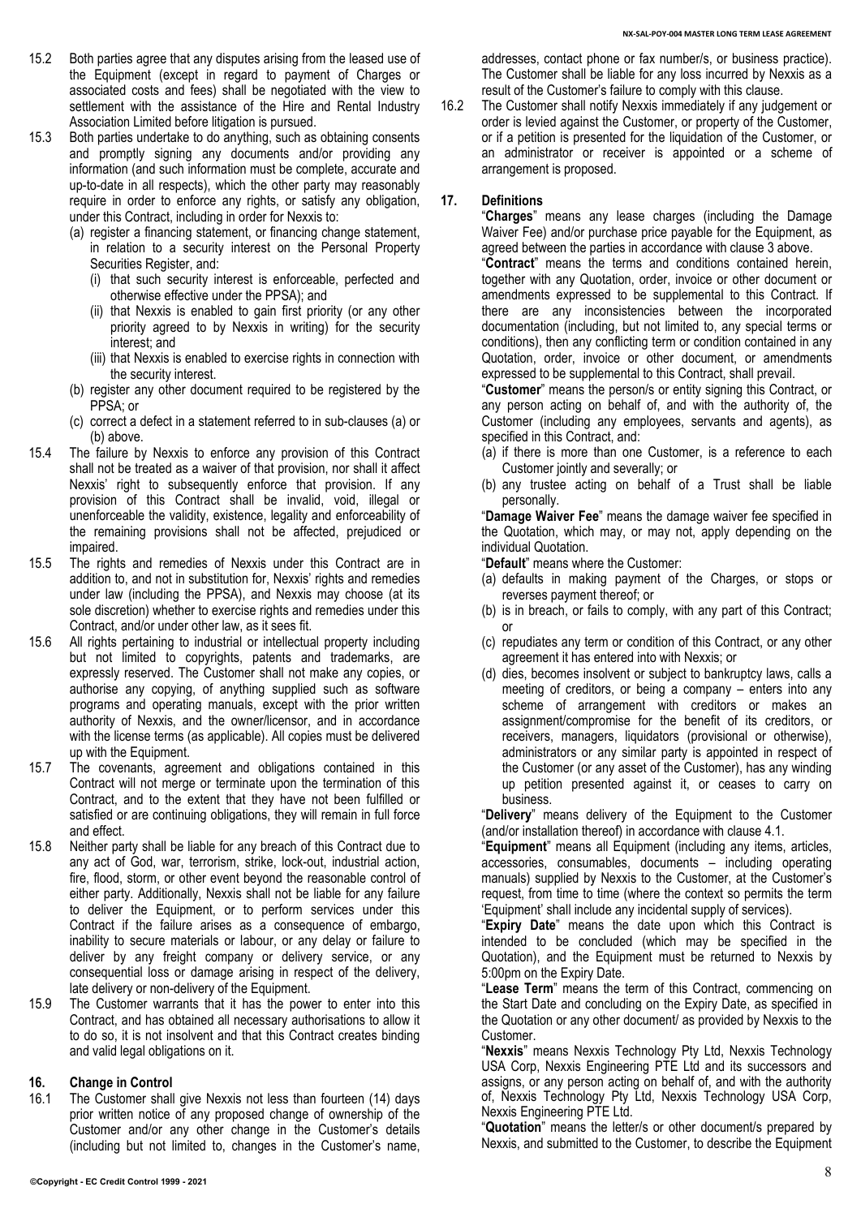15.2 Both parties agree that any disputes arising from the leased use of the Equipment (except in regard to payment of Charges or associated costs and fees) shall be negotiated with the view to settlement with the assistance of the Hire and Rental Industry Association Limited before litigation is pursued.

15.3 Both parties undertake to do anything, such as obtaining consents and promptly signing any documents and/or providing any information (and such information must be complete, accurate and up-to-date in all respects), which the other party may reasonably require in order to enforce any rights, or satisfy any obligation, under this Contract, including in order for Nexxis to:

(a) register a financing statement, or financing change statement, in relation to a security interest on the Personal Property Securities Register, and:

(i) that such security interest is enforceable, perfected and otherwise effective under the PPSA); and

(ii) that Nexxis is enabled to gain first priority (or any other priority agreed to by Nexxis in writing) for the security interest; and

(iii) that Nexxis is enabled to exercise rights in connection with the security interest.

(b) register any other document required to be registered by the PPSA; or

(c) correct a defect in a statement referred to in sub-clauses (a) or (b) above.

15.4 The failure by Nexxis to enforce any provision of this Contract shall not be treated as a waiver of that provision, nor shall it affect Nexxis' right to subsequently enforce that provision. If any provision of this Contract shall be invalid, void, illegal or unenforceable the validity, existence, legality and enforceability of the remaining provisions shall not be affected, prejudiced or impaired.

15.5 The rights and remedies of Nexxis under this Contract are in addition to, and not in substitution for, Nexxis' rights and remedies under law (including the PPSA), and Nexxis may choose (at its sole discretion) whether to exercise rights and remedies under this Contract, and/or under other law, as it sees fit.

15.6 All rights pertaining to industrial or intellectual property including but not limited to copyrights, patents and trademarks, are expressly reserved. The Customer shall not make any copies, or authorise any copying, of anything supplied such as software programs and operating manuals, except with the prior written authority of Nexxis, and the owner/licensor, and in accordance with the license terms (as applicable). All copies must be delivered up with the Equipment.

15.7 The covenants, agreement and obligations contained in this Contract will not merge or terminate upon the termination of this Contract, and to the extent that they have not been fulfilled or satisfied or are continuing obligations, they will remain in full force and effect.

15.8 Neither party shall be liable for any breach of this Contract due to any act of God, war, terrorism, strike, lock-out, industrial action, fire, flood, storm, or other event beyond the reasonable control of either party. Additionally, Nexxis shall not be liable for any failure to deliver the Equipment, or to perform services under this Contract if the failure arises as a consequence of embargo, inability to secure materials or labour, or any delay or failure to deliver by any freight company or delivery service, or any consequential loss or damage arising in respect of the delivery, late delivery or non-delivery of the Equipment.

15.9 The Customer warrants that it has the power to enter into this Contract, and has obtained all necessary authorisations to allow it to do so, it is not insolvent and that this Contract creates binding and valid legal obligations on it.

## 16. Change in Control

16.1 The Customer shall give Nexxis not less than fourteen (14) days prior written notice of any proposed change of ownership of the Customer and/or any other change in the Customer's details (including but not limited to, changes in the Customer's name, addresses, contact phone or fax number/s, or business practice). The Customer shall be liable for any loss incurred by Nexxis as a result of the Customer's failure to comply with this clause.

16.2 The Customer shall notify Nexxis immediately if any judgement or order is levied against the Customer, or property of the Customer, or if a petition is presented for the liquidation of the Customer, or an administrator or receiver is appointed or a scheme of arrangement is proposed.

## 17. Definitions

"**Charges**" means any lease charges (including the Damage Waiver Fee) and/or purchase price payable for the Equipment, as agreed between the parties in accordance with clause 3 above.

"**Contract**" means the terms and conditions contained herein, together with any Quotation, order, invoice or other document or amendments expressed to be supplemental to this Contract. If there are any inconsistencies between the incorporated documentation (including, but not limited to, any special terms or conditions), then any conflicting term or condition contained in any Quotation, order, invoice or other document, or amendments expressed to be supplemental to this Contract, shall prevail.

"**Customer**" means the person/s or entity signing this Contract, or any person acting on behalf of, and with the authority of, the Customer (including any employees, servants and agents), as specified in this Contract, and:

(a) if there is more than one Customer, is a reference to each Customer jointly and severally; or

(b) any trustee acting on behalf of a Trust shall be liable personally.

"**Damage Waiver Fee**" means the damage waiver fee specified in the Quotation, which may, or may not, apply depending on the individual Quotation.

"**Default**" means where the Customer:

(a) defaults in making payment of the Charges, or stops or reverses payment thereof; or

(b) is in breach, or fails to comply, with any part of this Contract; or

(c) repudiates any term or condition of this Contract, or any other agreement it has entered into with Nexxis; or

(d) dies, becomes insolvent or subject to bankruptcy laws, calls a meeting of creditors, or being a company – enters into any scheme of arrangement with creditors or makes an assignment/compromise for the benefit of its creditors, or receivers, managers, liquidators (provisional or otherwise), administrators or any similar party is appointed in respect of the Customer (or any asset of the Customer), has any winding up petition presented against it, or ceases to carry on business.

"**Delivery**" means delivery of the Equipment to the Customer (and/or installation thereof) in accordance with clause 4.1.

"**Equipment**" means all Equipment (including any items, articles, accessories, consumables, documents – including operating manuals) supplied by Nexxis to the Customer, at the Customer's request, from time to time (where the context so permits the term 'Equipment' shall include any incidental supply of services).

"**Expiry Date**" means the date upon which this Contract is intended to be concluded (which may be specified in the Quotation), and the Equipment must be returned to Nexxis by 5:00pm on the Expiry Date.

"**Lease Term**" means the term of this Contract, commencing on the Start Date and concluding on the Expiry Date, as specified in the Quotation or any other document/ as provided by Nexxis to the Customer.

"**Nexxis**" means Nexxis Technology Pty Ltd, Nexxis Technology USA Corp, Nexxis Engineering PTE Ltd and its successors and assigns, or any person acting on behalf of, and with the authority of, Nexxis Technology Pty Ltd, Nexxis Technology USA Corp, Nexxis Engineering PTE Ltd.

"**Quotation**" means the letter/s or other document/s prepared by Nexxis, and submitted to the Customer, to describe the Equipment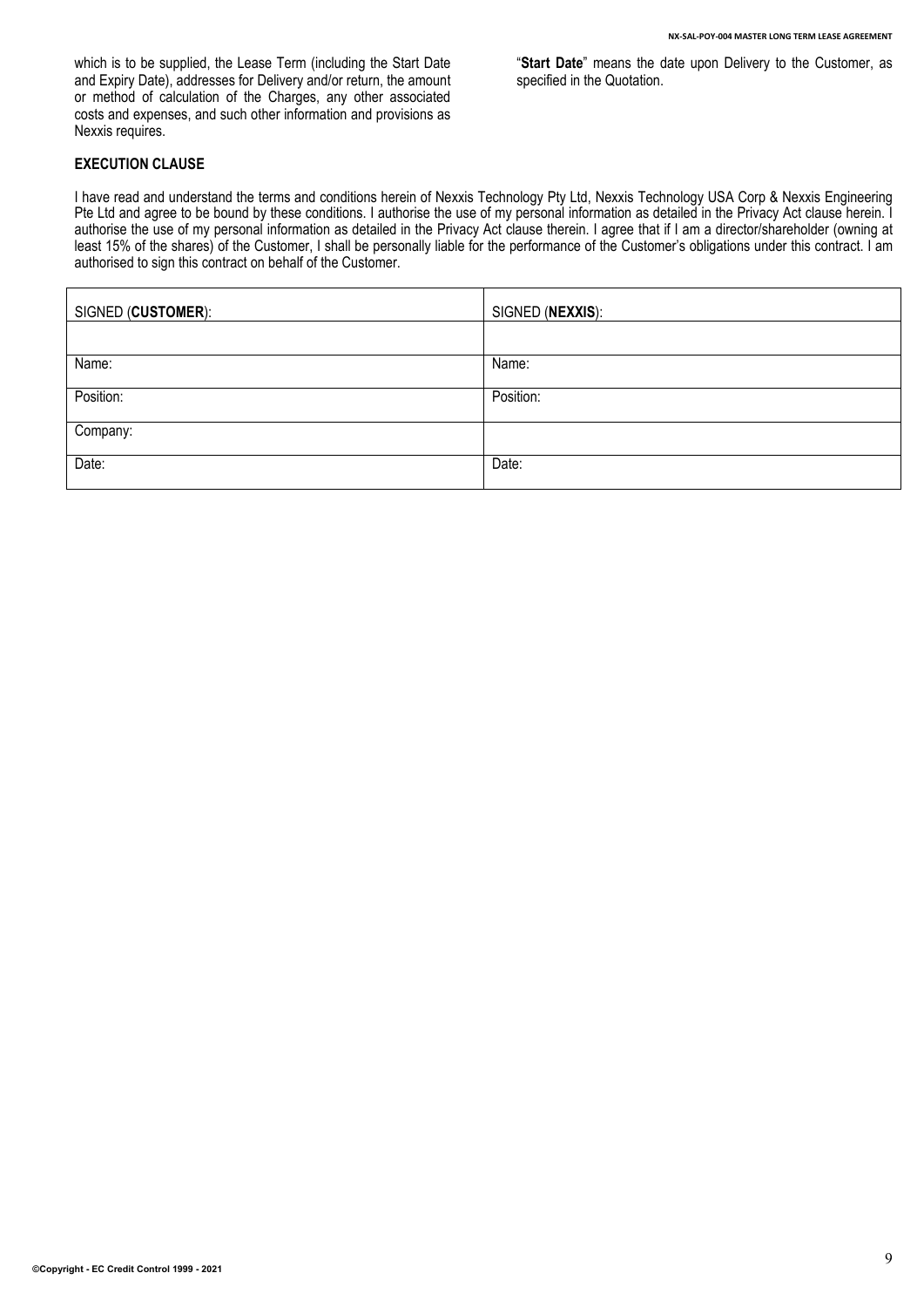which is to be supplied, the Lease Term (including the Start Date and Expiry Date), addresses for Delivery and/or return, the amount or method of calculation of the Charges, any other associated costs and expenses, and such other information and provisions as Nexxis requires.

"**Start Date**" means the date upon Delivery to the Customer, as specified in the Quotation.

**EXECUTION CLAUSE**

I have read and understand the terms and conditions herein of Nexxis Technology Pty Ltd, Nexxis Technology USA Corp & Nexxis Engineering Pte Ltd and agree to be bound by these conditions. I authorise the use of my personal information as detailed in the Privacy Act clause herein. I authorise the use of my personal information as detailed in the Privacy Act clause therein. I agree that if I am a director/shareholder (owning at least 15% of the shares) of the Customer, I shall be personally liable for the performance of the Customer's obligations under this contract. I am authorised to sign this contract on behalf of the Customer.

| SIGNED (**CUSTOMER**): | SIGNED (**NEXXIS**): |
| --- | --- |
| | |
| Name: | Name: |
| Position: | Position: |
| Company: | |
| Date: | Date: |

©Copyright - EC Credit Control 1999 - 2021